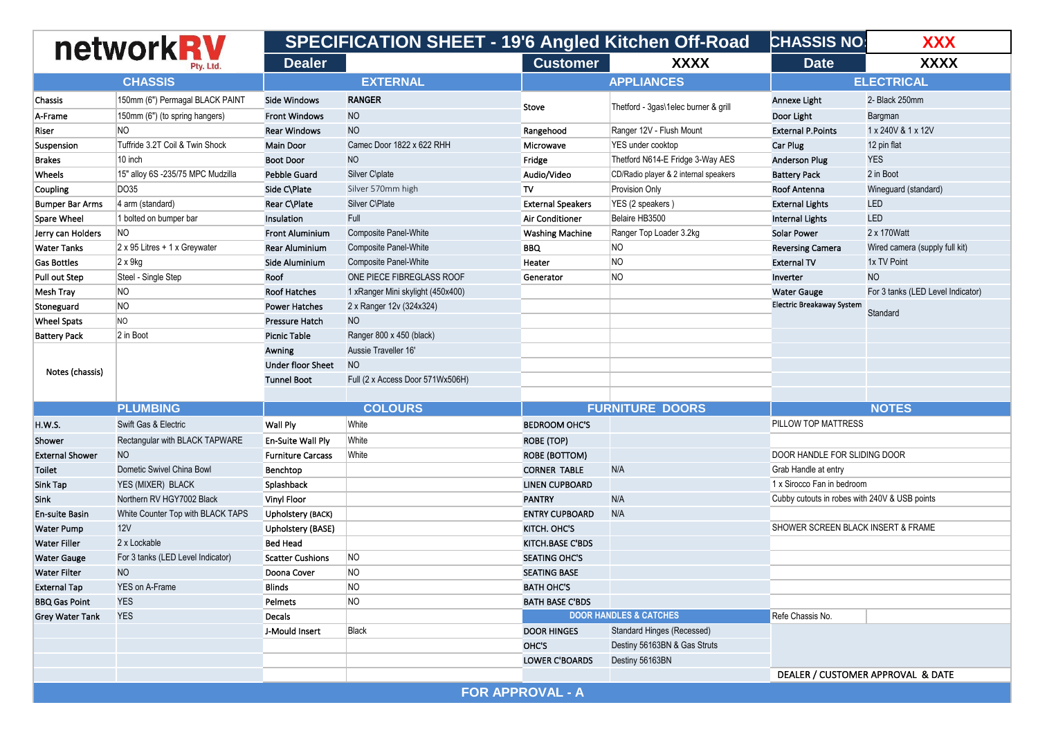# networkRV Pty. Ltd.

## SPECIFICATION SHEET - 19'6 Angled Kitchen Off-Road

| CHASSIS NO: | XXX |
|---|---|
| Dealer | |
| Customer | XXXX |
| Date | XXXX |

| CHASSIS | | EXTERNAL | | APPLIANCES | | ELECTRICAL | |
|---|---|---|---|---|---|---|---|
| Chassis | 150mm (6") Permagal BLACK PAINT | Side Windows | RANGER | Stove | Thetford - 3gas\1elec burner & grill | Annexe Light | 2- Black 250mm |
| A-Frame | 150mm (6") (to spring hangers) | Front Windows | NO | | | Door Light | Bargman |
| Riser | NO | Rear Windows | NO | Rangehood | Ranger 12V - Flush Mount | External P.Points | 1 x 240V & 1 x 12V |
| Suspension | Tuffride 3.2T Coil & Twin Shock | Main Door | Camec Door 1822 x 622 RHH | Microwave | YES under cooktop | Car Plug | 12 pin flat |
| Brakes | 10 inch | Boot Door | NO | Fridge | Thetford N614-E Fridge 3-Way AES | Anderson Plug | YES |
| Wheels | 15" alloy 6S -235/75 MPC Mudzilla | Pebble Guard | Silver C\plate | Audio/Video | CD/Radio player & 2 internal speakers | Battery Pack | 2 in Boot |
| Coupling | DO35 | Side C\Plate | Silver 570mm high | TV | Provision Only | Roof Antenna | Wineguard (standard) |
| Bumper Bar Arms | 4 arm (standard) | Rear C\Plate | Silver C\Plate | External Speakers | YES (2 speakers ) | External Lights | LED |
| Spare Wheel | 1 bolted on bumper bar | Insulation | Full | Air Conditioner | Belaire HB3500 | Internal Lights | LED |
| Jerry can Holders | NO | Front Aluminium | Composite Panel-White | Washing Machine | Ranger Top Loader 3.2kg | Solar Power | 2 x 170Watt |
| Water Tanks | 2 x 95 Litres + 1 x Greywater | Rear Aluminium | Composite Panel-White | BBQ | NO | Reversing Camera | Wired camera (supply full kit) |
| Gas Bottles | 2 x 9kg | Side Aluminium | Composite Panel-White | Heater | NO | External TV | 1x TV Point |
| Pull out Step | Steel - Single Step | Roof | ONE PIECE FIBREGLASS ROOF | Generator | NO | Inverter | NO |
| Mesh Tray | NO | Roof Hatches | 1 xRanger Mini skylight (450x400) | | | Water Gauge | For 3 tanks (LED Level Indicator) |
| Stoneguard | NO | Power Hatches | 2 x Ranger 12v (324x324) | | | Electric Breakaway System | Standard |
| Wheel Spats | NO | Pressure Hatch | NO | | | | |
| Battery Pack | 2 in Boot | Picnic Table | Ranger 800 x 450 (black) | | | | |
| Notes (chassis) | | Awning | Aussie Traveller 16' | | | | |
| | | Under floor Sheet | NO | | | | |
| | | Tunnel Boot | Full (2 x Access Door 571Wx506H) | | | | |

| PLUMBING | | COLOURS | | FURNITURE DOORS | | NOTES |
|---|---|---|---|---|---|---|
| H.W.S. | Swift Gas & Electric | Wall Ply | White | BEDROOM OHC'S | | PILLOW TOP MATTRESS |
| Shower | Rectangular with BLACK TAPWARE | En-Suite Wall Ply | White | ROBE (TOP) | | |
| External Shower | NO | Furniture Carcass | White | ROBE (BOTTOM) | | DOOR HANDLE FOR SLIDING DOOR |
| Toilet | Dometic Swivel China Bowl | Benchtop | | CORNER TABLE | N/A | Grab Handle at entry |
| Sink Tap | YES (MIXER) BLACK | Splashback | | LINEN CUPBOARD | | 1 x Sirocco Fan in bedroom |
| Sink | Northern RV HGY7002 Black | Vinyl Floor | | PANTRY | N/A | Cubby cutouts in robes with 240V & USB points |
| En-suite Basin | White Counter Top with BLACK TAPS | Upholstery (BACK) | | ENTRY CUPBOARD | N/A | |
| Water Pump | 12V | Upholstery (BASE) | | KITCH. OHC'S | | SHOWER SCREEN BLACK INSERT & FRAME |
| Water Filler | 2 x Lockable | Bed Head | | KITCH.BASE C'BDS | | |
| Water Gauge | For 3 tanks (LED Level Indicator) | Scatter Cushions | NO | SEATING OHC'S | | |
| Water Filter | NO | Doona Cover | NO | SEATING BASE | | |
| External Tap | YES on A-Frame | Blinds | NO | BATH OHC'S | | |
| BBQ Gas Point | YES | Pelmets | NO | BATH BASE C'BDS | | |
| Grey Water Tank | YES | Decals | | DOOR HANDLES & CATCHES | | Refe Chassis No. |
| | | J-Mould Insert | Black | DOOR HINGES | Standard Hinges (Recessed) | |
| | | | | OHC'S | Destiny 56163BN & Gas Struts | |
| | | | | LOWER C'BOARDS | Destiny 56163BN | |
| | | | | | | DEALER / CUSTOMER APPROVAL & DATE |

**FOR APPROVAL - A**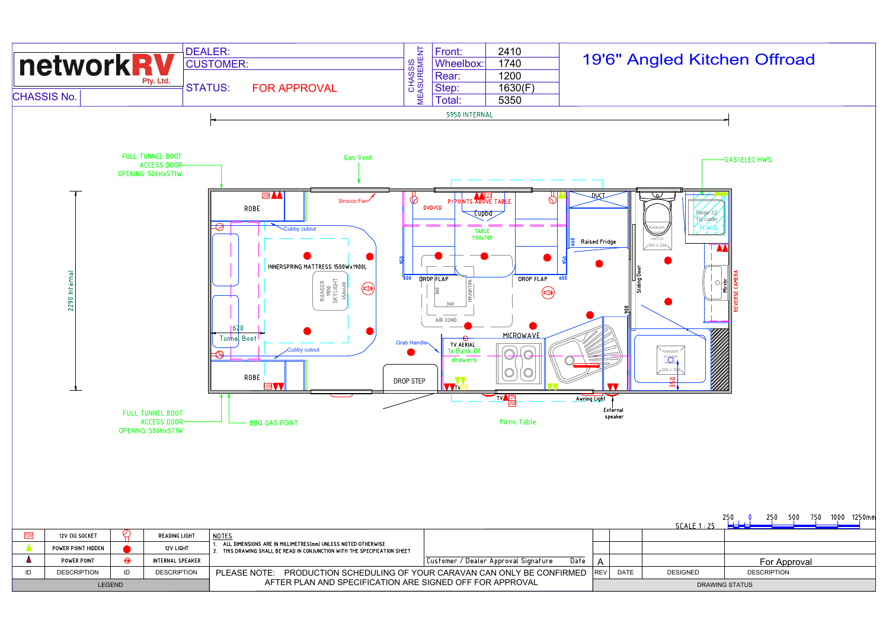# networkRV Pty. Ltd.

| | |
|---|---|
| DEALER: | |
| CUSTOMER: | |
| STATUS: | FOR APPROVAL |
| CHASSIS No. | |

**CHASSIS MEASUREMENT**

| | |
|---|---|
| Front: | 2410 |
| Wheelbox: | 1740 |
| Rear: | 1200 |
| Step: | 1630(F) |
| Total: | 5350 |

## 19'6" Angled Kitchen Offroad

5950 INTERNAL

2290 Internal

FULL TUNNEL BOOT ACCESS DOOR OPENING: 506Hx571W

Gas Vent

GAS\ELEC HWS

ROBE

Sirocco Fan

Cubby cutout

INNERSPRING MATTRESS 1500Wx1900L

RANGER MINI SKYLIGHT 450x400

620

Tunnel Boot

ROBE

DVD/CD

P/POINTS ABOVE TABLE

Cupbd

TABLE 1100x700

950

600

DROP FLAP

360

360

HOUGHTON

AIR COND.

DROP FLAP

600

950

660

DUCT

Raised Fridge

Sliding Door

900

RANGER HATCH 324 x 324

Ranger 32 Top Loader H.W.S.

Mirror

REVERSE CAMERA

RANGER POWER HATCH 324 x 324

350

Grab Handle

TV AERIAL

1x Bank Of drawers

MICROWAVE

DROP STEP

TV

Awning Light

External speaker

FULL TUNNEL BOOT ACCESS DOOR OPENING: 506Hx571W

BBQ GAS POINT

Picnic Table

SCALE 1 : 25

250 0 250 500 750 1000 1250mm

| ID | DESCRIPTION | ID | DESCRIPTION |
|---|---|---|---|
| 12V | 12V CIG SOCKET | | READING LIGHT |
| | POWER POINT HIDDEN | | 12V LIGHT |
| | POWER POINT | | INTERNAL SPEAKER |

LEGEND

NOTES
1. ALL DIMENSIONS ARE IN MILLIMETRES(mm) UNLESS NOTED OTHERWISE
2. THIS DRAWING SHALL BE READ IN CONJUNCTION WITH THE SPECIFICATION SHEET

Customer / Dealer Approval Signature Date

PLEASE NOTE: PRODUCTION SCHEDULING OF YOUR CARAVAN CAN ONLY BE CONFIRMED AFTER PLAN AND SPECIFICATION ARE SIGNED OFF FOR APPROVAL

| REV | DATE | DESIGNED | DESCRIPTION |
|---|---|---|---|
| A | | | For Approval |

DRAWING STATUS